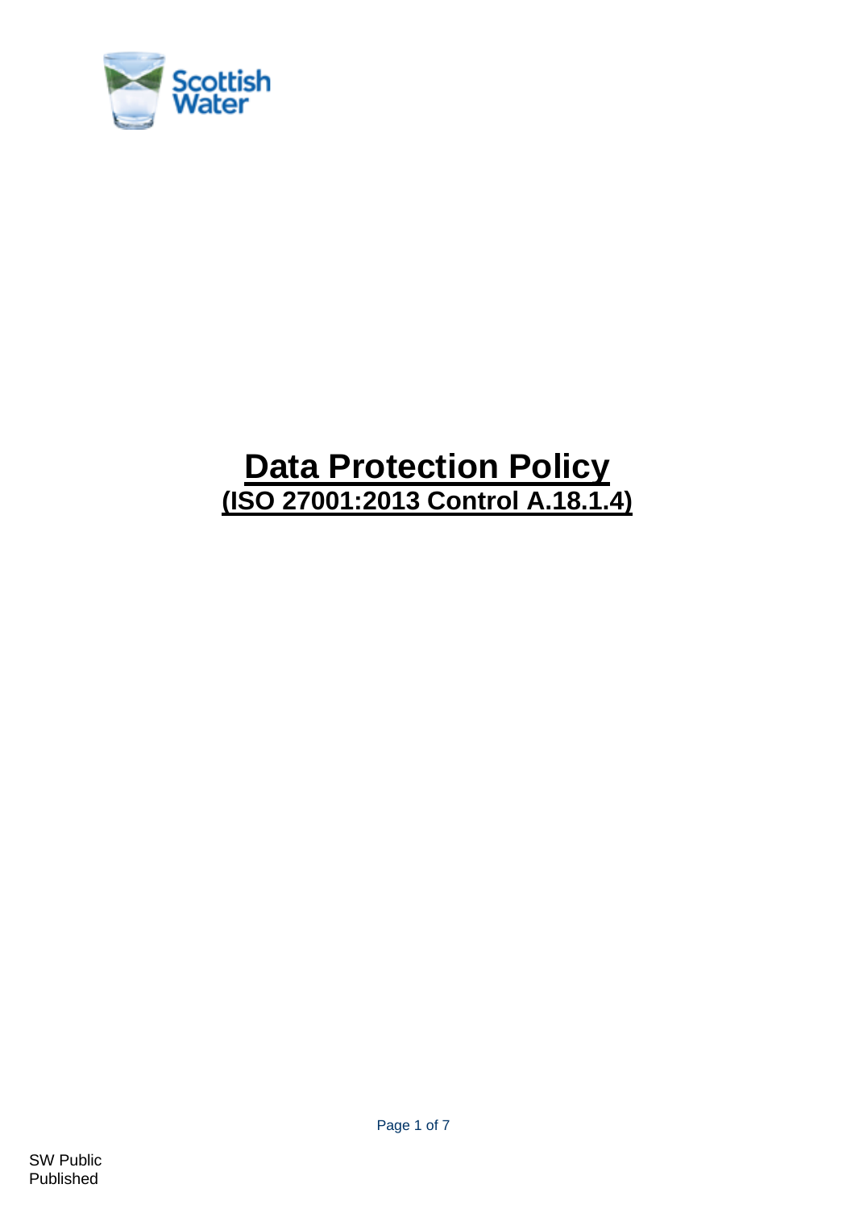# Data Protection Policy

## (ISO 27001:2013 Control A.18.1.4)

SW Public
Published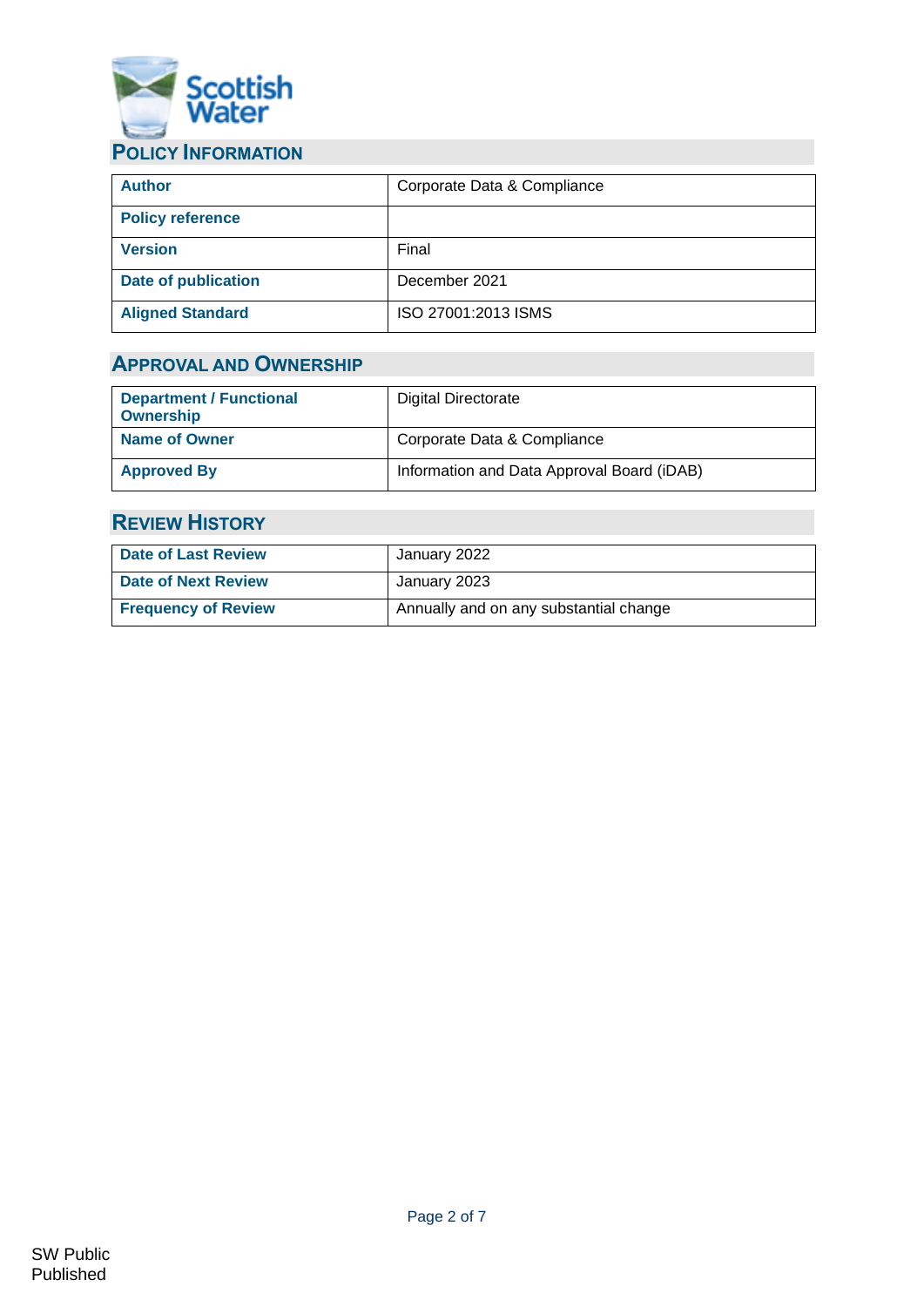## POLICY INFORMATION

| **Author** | Corporate Data & Compliance |
|---|---|
| **Policy reference** | |
| **Version** | Final |
| **Date of publication** | December 2021 |
| **Aligned Standard** | ISO 27001:2013 ISMS |

## APPROVAL AND OWNERSHIP

| **Department / Functional Ownership** | Digital Directorate |
|---|---|
| **Name of Owner** | Corporate Data & Compliance |
| **Approved By** | Information and Data Approval Board (iDAB) |

## REVIEW HISTORY

| **Date of Last Review** | January 2022 |
|---|---|
| **Date of Next Review** | January 2023 |
| **Frequency of Review** | Annually and on any substantial change |

SW Public
Published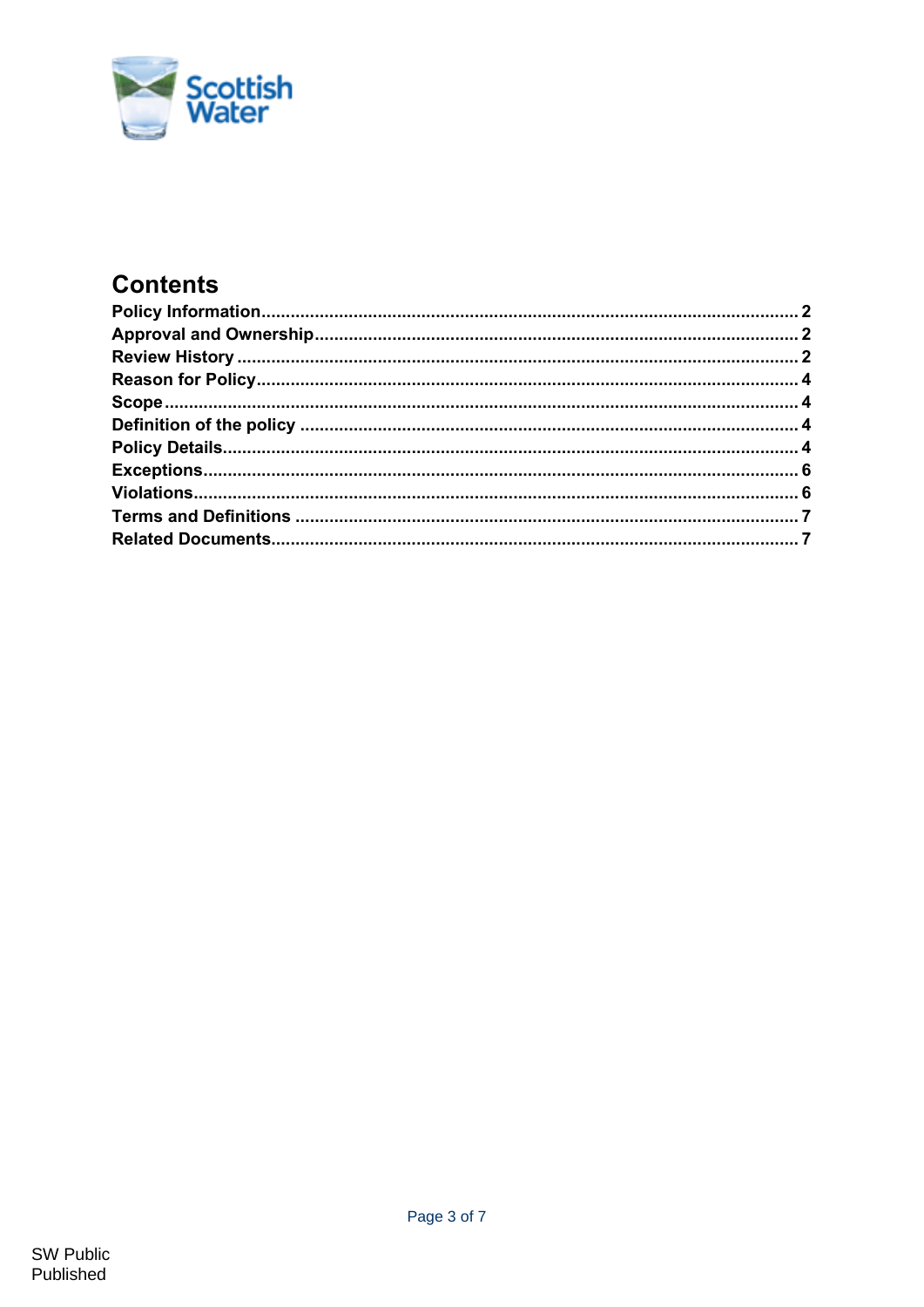## Contents

| Section | Page |
| --- | --- |
| **Policy Information** | 2 |
| **Approval and Ownership** | 2 |
| **Review History** | 2 |
| **Reason for Policy** | 4 |
| **Scope** | 4 |
| **Definition of the policy** | 4 |
| **Policy Details** | 4 |
| **Exceptions** | 6 |
| **Violations** | 6 |
| **Terms and Definitions** | 7 |
| **Related Documents** | 7 |

SW Public
Published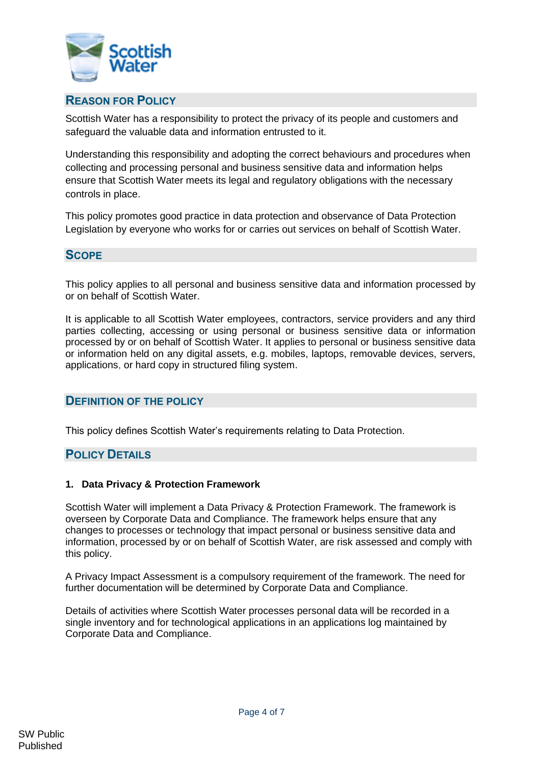## Reason for Policy

Scottish Water has a responsibility to protect the privacy of its people and customers and safeguard the valuable data and information entrusted to it.

Understanding this responsibility and adopting the correct behaviours and procedures when collecting and processing personal and business sensitive data and information helps ensure that Scottish Water meets its legal and regulatory obligations with the necessary controls in place.

This policy promotes good practice in data protection and observance of Data Protection Legislation by everyone who works for or carries out services on behalf of Scottish Water.

## Scope

This policy applies to all personal and business sensitive data and information processed by or on behalf of Scottish Water.

It is applicable to all Scottish Water employees, contractors, service providers and any third parties collecting, accessing or using personal or business sensitive data or information processed by or on behalf of Scottish Water. It applies to personal or business sensitive data or information held on any digital assets, e.g. mobiles, laptops, removable devices, servers, applications, or hard copy in structured filing system.

## Definition of the Policy

This policy defines Scottish Water's requirements relating to Data Protection.

## Policy Details

### 1. Data Privacy & Protection Framework

Scottish Water will implement a Data Privacy & Protection Framework. The framework is overseen by Corporate Data and Compliance. The framework helps ensure that any changes to processes or technology that impact personal or business sensitive data and information, processed by or on behalf of Scottish Water, are risk assessed and comply with this policy.

A Privacy Impact Assessment is a compulsory requirement of the framework. The need for further documentation will be determined by Corporate Data and Compliance.

Details of activities where Scottish Water processes personal data will be recorded in a single inventory and for technological applications in an applications log maintained by Corporate Data and Compliance.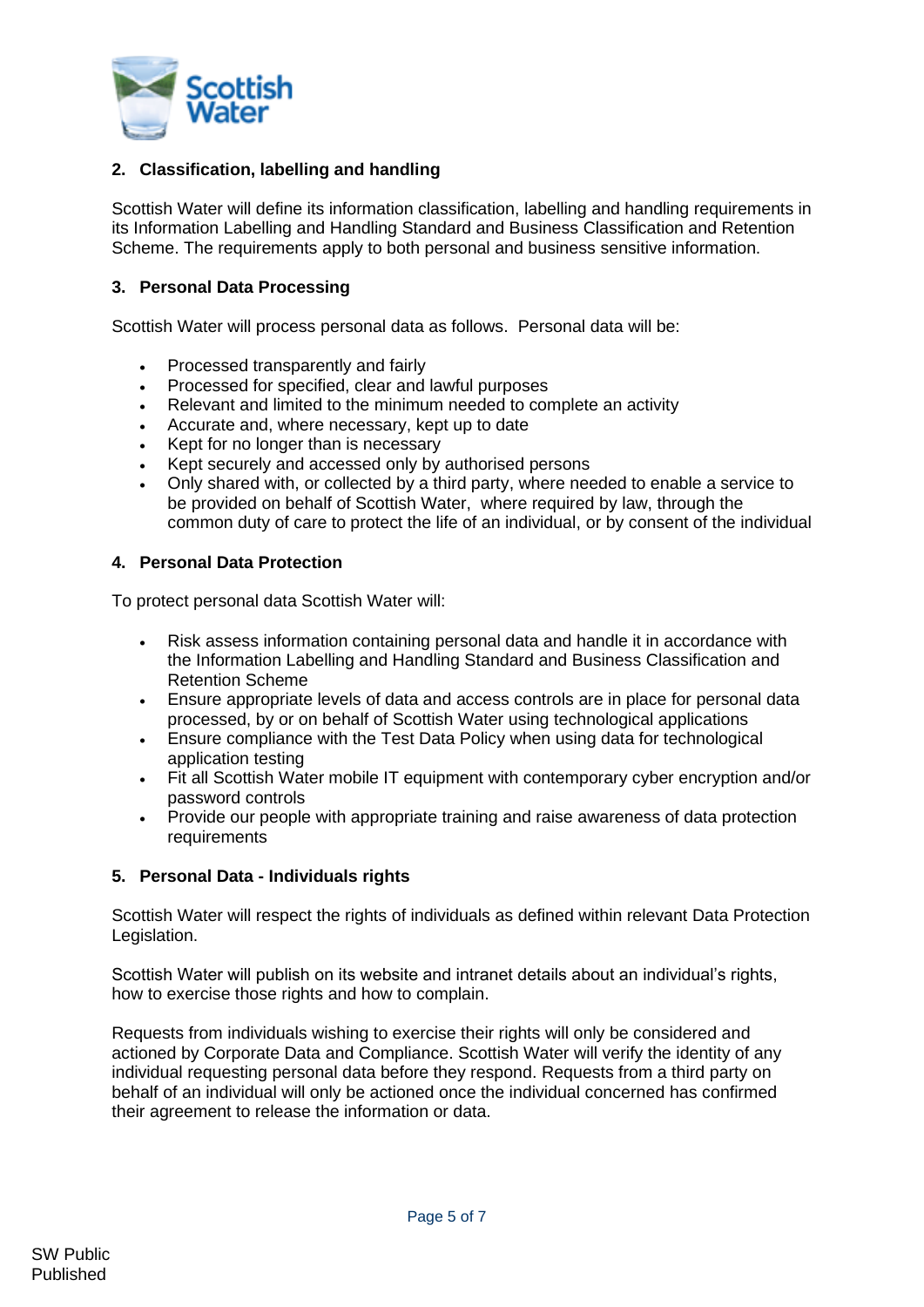## 2. Classification, labelling and handling

Scottish Water will define its information classification, labelling and handling requirements in its Information Labelling and Handling Standard and Business Classification and Retention Scheme. The requirements apply to both personal and business sensitive information.

## 3. Personal Data Processing

Scottish Water will process personal data as follows. Personal data will be:

- Processed transparently and fairly
- Processed for specified, clear and lawful purposes
- Relevant and limited to the minimum needed to complete an activity
- Accurate and, where necessary, kept up to date
- Kept for no longer than is necessary
- Kept securely and accessed only by authorised persons
- Only shared with, or collected by a third party, where needed to enable a service to be provided on behalf of Scottish Water, where required by law, through the common duty of care to protect the life of an individual, or by consent of the individual

## 4. Personal Data Protection

To protect personal data Scottish Water will:

- Risk assess information containing personal data and handle it in accordance with the Information Labelling and Handling Standard and Business Classification and Retention Scheme
- Ensure appropriate levels of data and access controls are in place for personal data processed, by or on behalf of Scottish Water using technological applications
- Ensure compliance with the Test Data Policy when using data for technological application testing
- Fit all Scottish Water mobile IT equipment with contemporary cyber encryption and/or password controls
- Provide our people with appropriate training and raise awareness of data protection requirements

## 5. Personal Data - Individuals rights

Scottish Water will respect the rights of individuals as defined within relevant Data Protection Legislation.

Scottish Water will publish on its website and intranet details about an individual's rights, how to exercise those rights and how to complain.

Requests from individuals wishing to exercise their rights will only be considered and actioned by Corporate Data and Compliance. Scottish Water will verify the identity of any individual requesting personal data before they respond. Requests from a third party on behalf of an individual will only be actioned once the individual concerned has confirmed their agreement to release the information or data.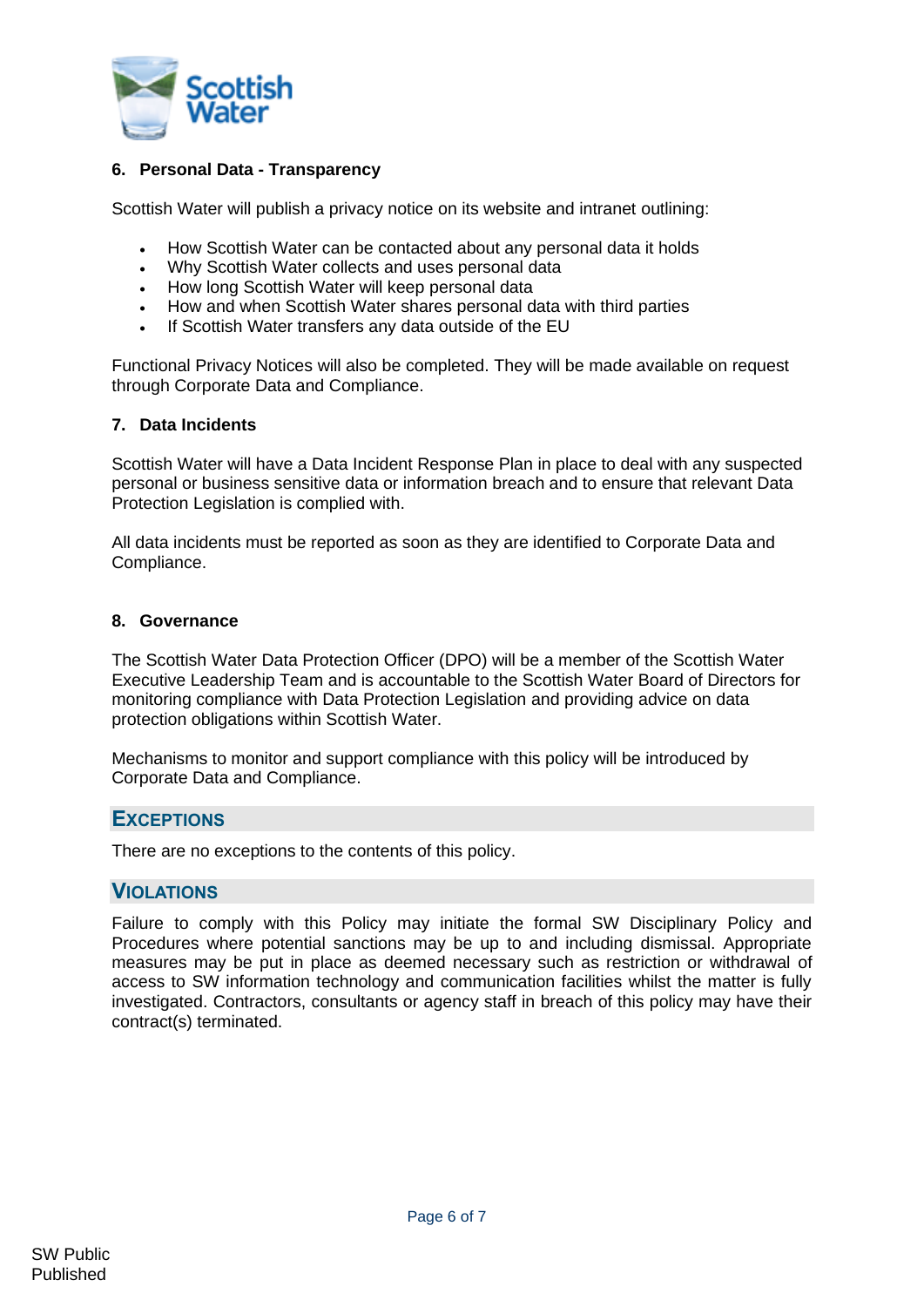### 6. Personal Data - Transparency

Scottish Water will publish a privacy notice on its website and intranet outlining:

- How Scottish Water can be contacted about any personal data it holds
- Why Scottish Water collects and uses personal data
- How long Scottish Water will keep personal data
- How and when Scottish Water shares personal data with third parties
- If Scottish Water transfers any data outside of the EU

Functional Privacy Notices will also be completed. They will be made available on request through Corporate Data and Compliance.

### 7. Data Incidents

Scottish Water will have a Data Incident Response Plan in place to deal with any suspected personal or business sensitive data or information breach and to ensure that relevant Data Protection Legislation is complied with.

All data incidents must be reported as soon as they are identified to Corporate Data and Compliance.

### 8. Governance

The Scottish Water Data Protection Officer (DPO) will be a member of the Scottish Water Executive Leadership Team and is accountable to the Scottish Water Board of Directors for monitoring compliance with Data Protection Legislation and providing advice on data protection obligations within Scottish Water.

Mechanisms to monitor and support compliance with this policy will be introduced by Corporate Data and Compliance.

## Exceptions

There are no exceptions to the contents of this policy.

## Violations

Failure to comply with this Policy may initiate the formal SW Disciplinary Policy and Procedures where potential sanctions may be up to and including dismissal. Appropriate measures may be put in place as deemed necessary such as restriction or withdrawal of access to SW information technology and communication facilities whilst the matter is fully investigated. Contractors, consultants or agency staff in breach of this policy may have their contract(s) terminated.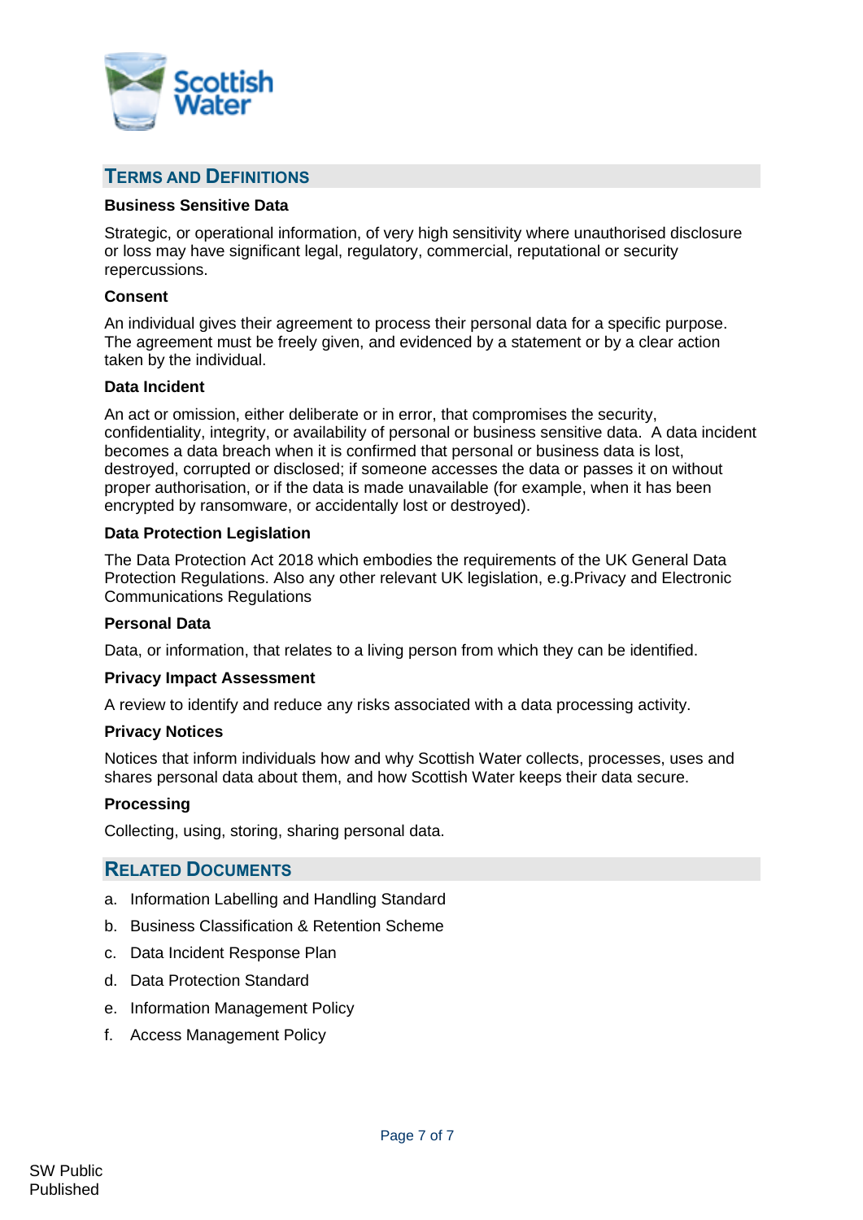## Terms and Definitions

**Business Sensitive Data**

Strategic, or operational information, of very high sensitivity where unauthorised disclosure or loss may have significant legal, regulatory, commercial, reputational or security repercussions.

**Consent**

An individual gives their agreement to process their personal data for a specific purpose. The agreement must be freely given, and evidenced by a statement or by a clear action taken by the individual.

**Data Incident**

An act or omission, either deliberate or in error, that compromises the security, confidentiality, integrity, or availability of personal or business sensitive data. A data incident becomes a data breach when it is confirmed that personal or business data is lost, destroyed, corrupted or disclosed; if someone accesses the data or passes it on without proper authorisation, or if the data is made unavailable (for example, when it has been encrypted by ransomware, or accidentally lost or destroyed).

**Data Protection Legislation**

The Data Protection Act 2018 which embodies the requirements of the UK General Data Protection Regulations. Also any other relevant UK legislation, e.g.Privacy and Electronic Communications Regulations

**Personal Data**

Data, or information, that relates to a living person from which they can be identified.

**Privacy Impact Assessment**

A review to identify and reduce any risks associated with a data processing activity.

**Privacy Notices**

Notices that inform individuals how and why Scottish Water collects, processes, uses and shares personal data about them, and how Scottish Water keeps their data secure.

**Processing**

Collecting, using, storing, sharing personal data.

## Related Documents

a. Information Labelling and Handling Standard
b. Business Classification & Retention Scheme
c. Data Incident Response Plan
d. Data Protection Standard
e. Information Management Policy
f. Access Management Policy

SW Public
Published